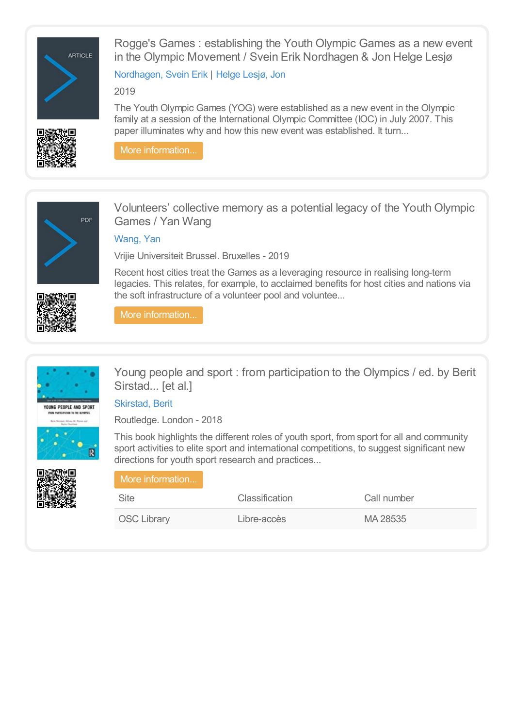## Rogge's Games : establishing the Youth Olympic Games as a new event in the Olympic Movement / Svein Erik Nordhagen & Jon Helge Lesjø

Nordhagen, Svein Erik | Helge Lesjø, Jon

2019

The Youth Olympic Games (YOG) were established as a new event in the Olympic family at a session of the International Olympic Committee (IOC) in July 2007. This paper illuminates why and how this new event was established. It turn...

More information...

## Volunteers' collective memory as a potential legacy of the Youth Olympic Games / Yan Wang

Wang, Yan

Vrijie Universiteit Brussel. Bruxelles - 2019

Recent host cities treat the Games as a leveraging resource in realising long-term legacies. This relates, for example, to acclaimed benefits for host cities and nations via the soft infrastructure of a volunteer pool and voluntee...

More information...

## Young people and sport : from participation to the Olympics / ed. by Berit Sirstad... [et al.]

Skirstad, Berit

Routledge. London - 2018

This book highlights the different roles of youth sport, from sport for all and community sport activities to elite sport and international competitions, to suggest significant new directions for youth sport research and practices...

More information...

| Site | Classification | Call number |
|---|---|---|
| OSC Library | Libre-accès | MA 28535 |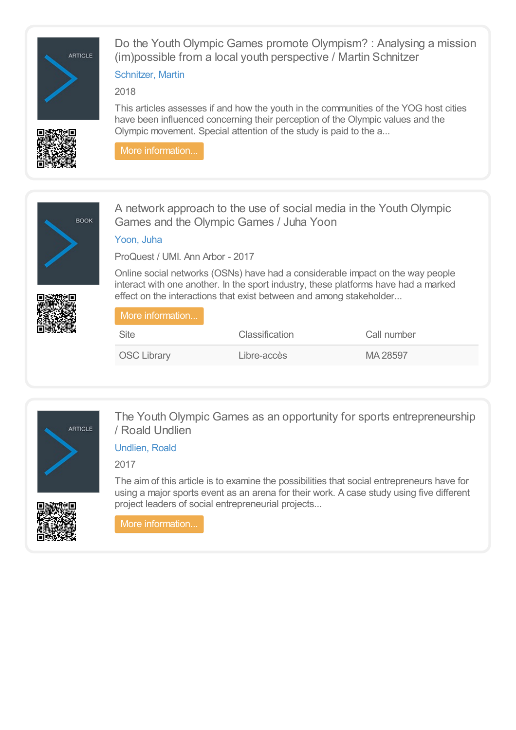ARTICLE

## Do the Youth Olympic Games promote Olympism? : Analysing a mission (im)possible from a local youth perspective / Martin Schnitzer

Schnitzer, Martin

2018

This articles assesses if and how the youth in the communities of the YOG host cities have been influenced concerning their perception of the Olympic values and the Olympic movement. Special attention of the study is paid to the a...

More information...

BOOK

## A network approach to the use of social media in the Youth Olympic Games and the Olympic Games / Juha Yoon

Yoon, Juha

ProQuest / UMI. Ann Arbor - 2017

Online social networks (OSNs) have had a considerable impact on the way people interact with one another. In the sport industry, these platforms have had a marked effect on the interactions that exist between and among stakeholder...

More information...

| Site | Classification | Call number |
| --- | --- | --- |
| OSC Library | Libre-accès | MA 28597 |

ARTICLE

## The Youth Olympic Games as an opportunity for sports entrepreneurship / Roald Undlien

Undlien, Roald

2017

The aim of this article is to examine the possibilities that social entrepreneurs have for using a major sports event as an arena for their work. A case study using five different project leaders of social entrepreneurial projects...

More information...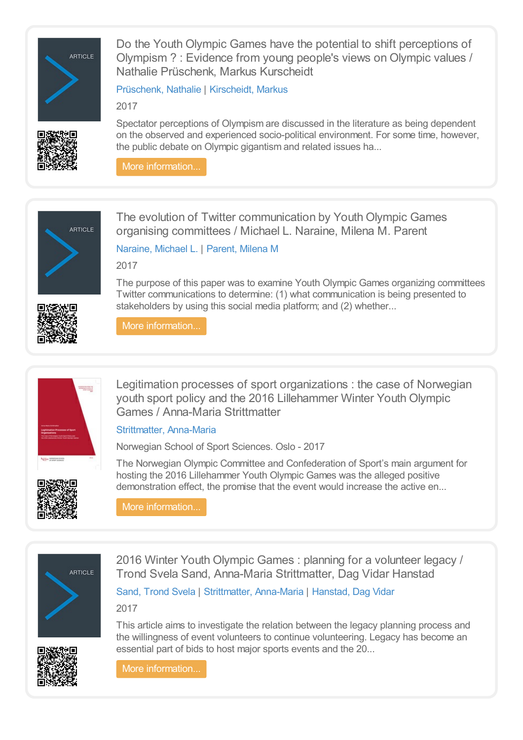### Do the Youth Olympic Games have the potential to shift perceptions of Olympism ? : Evidence from young people's views on Olympic values / Nathalie Prüschenk, Markus Kurscheidt

Prüschenk, Nathalie | Kirscheidt, Markus

2017

Spectator perceptions of Olympism are discussed in the literature as being dependent on the observed and experienced socio-political environment. For some time, however, the public debate on Olympic gigantism and related issues ha...

More information...

### The evolution of Twitter communication by Youth Olympic Games organising committees / Michael L. Naraine, Milena M. Parent

Naraine, Michael L. | Parent, Milena M

2017

The purpose of this paper was to examine Youth Olympic Games organizing committees Twitter communications to determine: (1) what communication is being presented to stakeholders by using this social media platform; and (2) whether...

More information...

### Legitimation processes of sport organizations : the case of Norwegian youth sport policy and the 2016 Lillehammer Winter Youth Olympic Games / Anna-Maria Strittmatter

Strittmatter, Anna-Maria

Norwegian School of Sport Sciences. Oslo - 2017

The Norwegian Olympic Committee and Confederation of Sport's main argument for hosting the 2016 Lillehammer Youth Olympic Games was the alleged positive demonstration effect, the promise that the event would increase the active en...

More information...

### 2016 Winter Youth Olympic Games : planning for a volunteer legacy / Trond Svela Sand, Anna-Maria Strittmatter, Dag Vidar Hanstad

Sand, Trond Svela | Strittmatter, Anna-Maria | Hanstad, Dag Vidar

2017

This article aims to investigate the relation between the legacy planning process and the willingness of event volunteers to continue volunteering. Legacy has become an essential part of bids to host major sports events and the 20...

More information...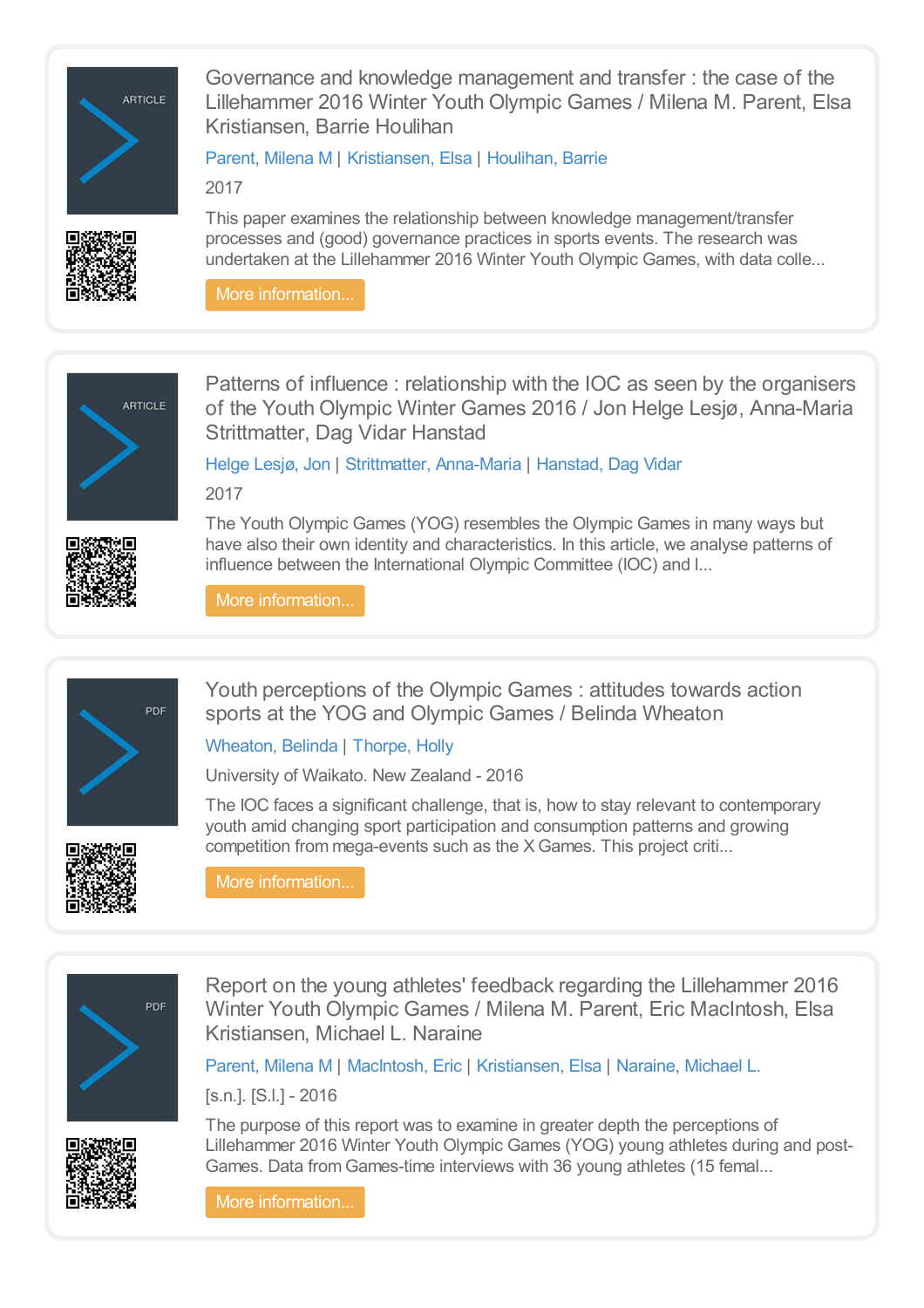ARTICLE

## Governance and knowledge management and transfer : the case of the Lillehammer 2016 Winter Youth Olympic Games / Milena M. Parent, Elsa Kristiansen, Barrie Houlihan

Parent, Milena M | Kristiansen, Elsa | Houlihan, Barrie

2017

This paper examines the relationship between knowledge management/transfer processes and (good) governance practices in sports events. The research was undertaken at the Lillehammer 2016 Winter Youth Olympic Games, with data colle...

More information...

---

ARTICLE

## Patterns of influence : relationship with the IOC as seen by the organisers of the Youth Olympic Winter Games 2016 / Jon Helge Lesjø, Anna-Maria Strittmatter, Dag Vidar Hanstad

Helge Lesjø, Jon | Strittmatter, Anna-Maria | Hanstad, Dag Vidar

2017

The Youth Olympic Games (YOG) resembles the Olympic Games in many ways but have also their own identity and characteristics. In this article, we analyse patterns of influence between the International Olympic Committee (IOC) and l...

More information...

---

PDF

## Youth perceptions of the Olympic Games : attitudes towards action sports at the YOG and Olympic Games / Belinda Wheaton

Wheaton, Belinda | Thorpe, Holly

University of Waikato. New Zealand - 2016

The IOC faces a significant challenge, that is, how to stay relevant to contemporary youth amid changing sport participation and consumption patterns and growing competition from mega-events such as the X Games. This project criti...

More information...

---

PDF

## Report on the young athletes' feedback regarding the Lillehammer 2016 Winter Youth Olympic Games / Milena M. Parent, Eric MacIntosh, Elsa Kristiansen, Michael L. Naraine

Parent, Milena M | MacIntosh, Eric | Kristiansen, Elsa | Naraine, Michael L.

[s.n.]. [S.l.] - 2016

The purpose of this report was to examine in greater depth the perceptions of Lillehammer 2016 Winter Youth Olympic Games (YOG) young athletes during and post-Games. Data from Games-time interviews with 36 young athletes (15 femal...

More information...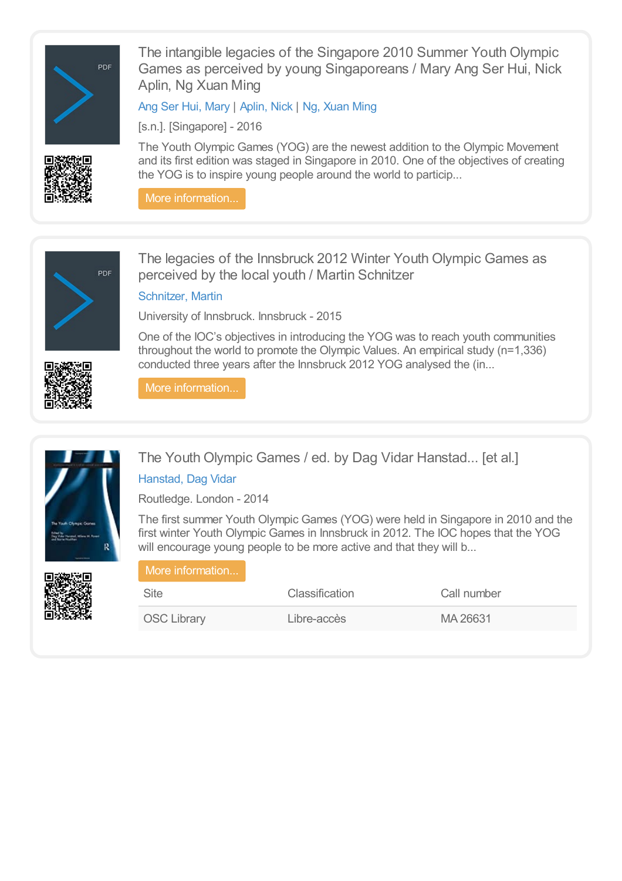## The intangible legacies of the Singapore 2010 Summer Youth Olympic Games as perceived by young Singaporeans / Mary Ang Ser Hui, Nick Aplin, Ng Xuan Ming

Ang Ser Hui, Mary | Aplin, Nick | Ng, Xuan Ming

[s.n.]. [Singapore] - 2016

The Youth Olympic Games (YOG) are the newest addition to the Olympic Movement and its first edition was staged in Singapore in 2010. One of the objectives of creating the YOG is to inspire young people around the world to particip...

More information...

## The legacies of the Innsbruck 2012 Winter Youth Olympic Games as perceived by the local youth / Martin Schnitzer

Schnitzer, Martin

University of Innsbruck. Innsbruck - 2015

One of the IOC's objectives in introducing the YOG was to reach youth communities throughout the world to promote the Olympic Values. An empirical study (n=1,336) conducted three years after the Innsbruck 2012 YOG analysed the (in...

More information...

## The Youth Olympic Games / ed. by Dag Vidar Hanstad... [et al.]

Hanstad, Dag Vidar

Routledge. London - 2014

The first summer Youth Olympic Games (YOG) were held in Singapore in 2010 and the first winter Youth Olympic Games in Innsbruck in 2012. The IOC hopes that the YOG will encourage young people to be more active and that they will b...

More information...

| Site | Classification | Call number |
|---|---|---|
| OSC Library | Libre-accès | MA 26631 |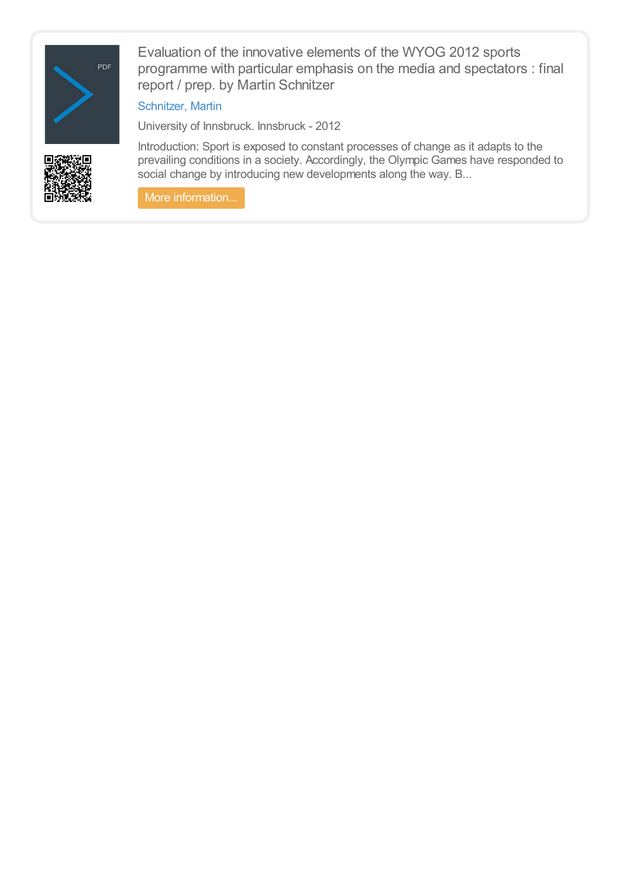## Evaluation of the innovative elements of the WYOG 2012 sports programme with particular emphasis on the media and spectators : final report / prep. by Martin Schnitzer

Schnitzer, Martin

University of Innsbruck. Innsbruck - 2012

Introduction: Sport is exposed to constant processes of change as it adapts to the prevailing conditions in a society. Accordingly, the Olympic Games have responded to social change by introducing new developments along the way. B...

More information...